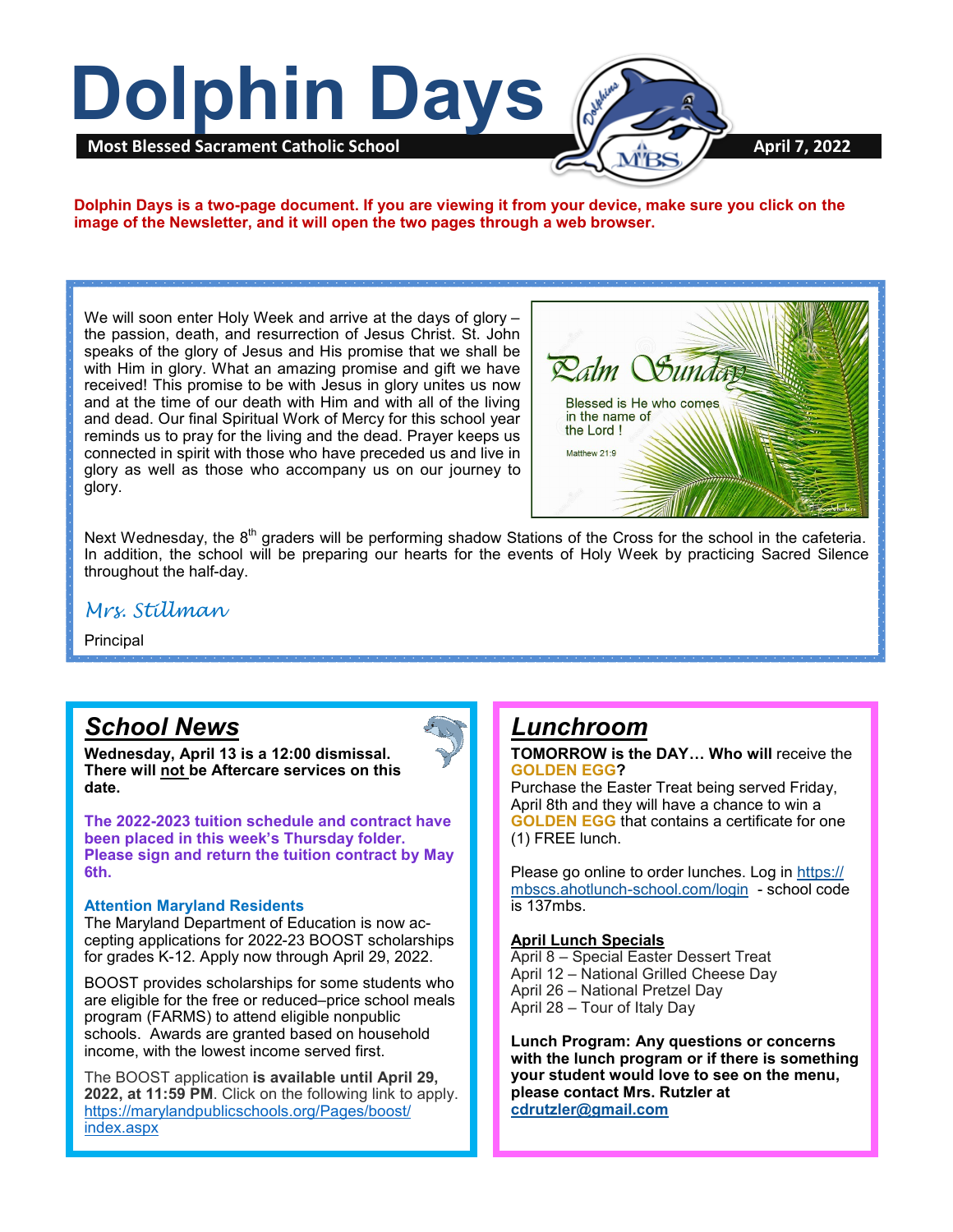# Dolphin Days

**Most Blessed Sacrament Catholic School** April 7, 2022

**Dolphin Days is a two-page document. If you are viewing it from your device, make sure you click on the image of the Newsletter, and it will open the two pages through a web browser.**

We will soon enter Holy Week and arrive at the days of glory – the passion, death, and resurrection of Jesus Christ. St. John speaks of the glory of Jesus and His promise that we shall be with Him in glory. What an amazing promise and gift we have received! This promise to be with Jesus in glory unites us now and at the time of our death with Him and with all of the living and dead. Our final Spiritual Work of Mercy for this school year reminds us to pray for the living and the dead. Prayer keeps us connected in spirit with those who have preceded us and live in glory as well as those who accompany us on our journey to glory.

Palm Sunday

Blessed is He who comes in the name of the Lord !

Matthew 21:9

Next Wednesday, the 8th graders will be performing shadow Stations of the Cross for the school in the cafeteria. In addition, the school will be preparing our hearts for the events of Holy Week by practicing Sacred Silence throughout the half-day.

*Mrs. Stillman*

Principal

## School News

**Wednesday, April 13 is a 12:00 dismissal. There will not be Aftercare services on this date.**

**The 2022-2023 tuition schedule and contract have been placed in this week's Thursday folder. Please sign and return the tuition contract by May 6th.**

**Attention Maryland Residents**

The Maryland Department of Education is now accepting applications for 2022-23 BOOST scholarships for grades K-12. Apply now through April 29, 2022.

BOOST provides scholarships for some students who are eligible for the free or reduced–price school meals program (FARMS) to attend eligible nonpublic schools. Awards are granted based on household income, with the lowest income served first.

The BOOST application **is available until April 29, 2022, at 11:59 PM**. Click on the following link to apply. https://marylandpublicschools.org/Pages/boost/index.aspx

## Lunchroom

**TOMORROW is the DAY… Who will** receive the **GOLDEN EGG?**

Purchase the Easter Treat being served Friday, April 8th and they will have a chance to win a **GOLDEN EGG** that contains a certificate for one (1) FREE lunch.

Please go online to order lunches. Log in https://mbscs.ahotlunch-school.com/login - school code is 137mbs.

**April Lunch Specials**

April 8 – Special Easter Dessert Treat
April 12 – National Grilled Cheese Day
April 26 – National Pretzel Day
April 28 – Tour of Italy Day

**Lunch Program: Any questions or concerns with the lunch program or if there is something your student would love to see on the menu, please contact Mrs. Rutzler at cdrutzler@gmail.com**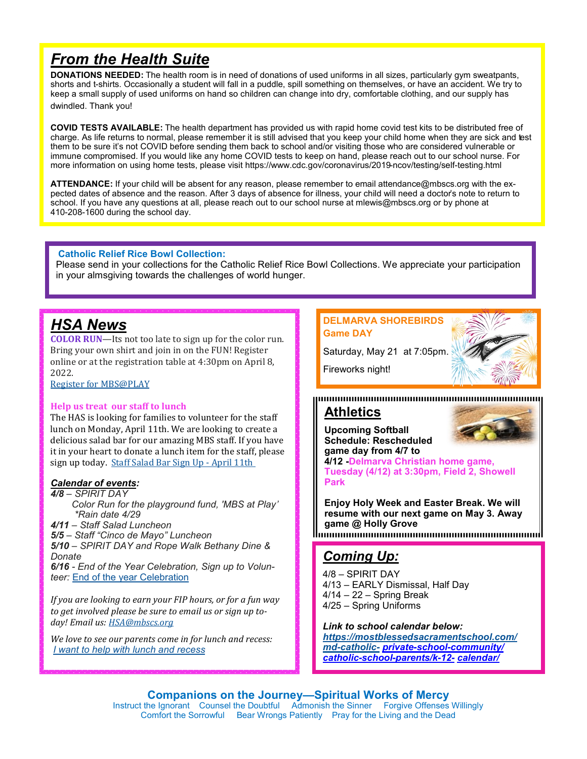## From the Health Suite

**DONATIONS NEEDED:** The health room is in need of donations of used uniforms in all sizes, particularly gym sweatpants, shorts and t-shirts. Occasionally a student will fall in a puddle, spill something on themselves, or have an accident. We try to keep a small supply of used uniforms on hand so children can change into dry, comfortable clothing, and our supply has dwindled. Thank you!

**COVID TESTS AVAILABLE:** The health department has provided us with rapid home covid test kits to be distributed free of charge. As life returns to normal, please remember it is still advised that you keep your child home when they are sick and test them to be sure it's not COVID before sending them back to school and/or visiting those who are considered vulnerable or immune compromised. If you would like any home COVID tests to keep on hand, please reach out to our school nurse. For more information on using home tests, please visit https://www.cdc.gov/coronavirus/2019-ncov/testing/self-testing.html

**ATTENDANCE:** If your child will be absent for any reason, please remember to email attendance@mbscs.org with the expected dates of absence and the reason. After 3 days of absence for illness, your child will need a doctor's note to return to school. If you have any questions at all, please reach out to our school nurse at mlewis@mbscs.org or by phone at 410-208-1600 during the school day.

**Catholic Relief Rice Bowl Collection:**

Please send in your collections for the Catholic Relief Rice Bowl Collections. We appreciate your participation in your almsgiving towards the challenges of world hunger.

## HSA News

**COLOR RUN**—Its not too late to sign up for the color run. Bring your own shirt and join in on the FUN! Register online or at the registration table at 4:30pm on April 8, 2022.

Register for MBS@PLAY

**Help us treat our staff to lunch**

The HAS is looking for families to volunteer for the staff lunch on Monday, April 11th. We are looking to create a delicious salad bar for our amazing MBS staff. If you have it in your heart to donate a lunch item for the staff, please sign up today. Staff Salad Bar Sign Up - April 11th

***Calendar of events:***

*4/8* – *SPIRIT DAY*
*Color Run for the playground fund, 'MBS at Play'*
*\*Rain date 4/29*

*4/11* – *Staff Salad Luncheon*

*5/5* – *Staff "Cinco de Mayo" Luncheon*

*5/10* – *SPIRIT DAY and Rope Walk Bethany Dine & Donate*

*6/16* - *End of the Year Celebration, Sign up to Volunteer:* End of the year Celebration

*If you are looking to earn your FIP hours, or for a fun way to get involved please be sure to email us or sign up today! Email us:* HSA@mbscs.org

*We love to see our parents come in for lunch and recess:* *I want to help with lunch and recess*

**DELMARVA SHOREBIRDS Game DAY**

Saturday, May 21 at 7:05pm.

Fireworks night!

## Athletics

**Upcoming Softball Schedule: Rescheduled game day from 4/7 to 4/12 -Delmarva Christian home game, Tuesday (4/12) at 3:30pm, Field 2, Showell Park**

**Enjoy Holy Week and Easter Break. We will resume with our next game on May 3. Away game @ Holly Grove**

## Coming Up:

4/8 – SPIRIT DAY
4/13 – EARLY Dismissal, Half Day
4/14 – 22 – Spring Break
4/25 – Spring Uniforms

***Link to school calendar below:***
***https://mostblessedsacramentschool.com/md-catholic-private-school-community/catholic-school-parents/k-12-calendar/***

**Companions on the Journey—Spiritual Works of Mercy**

Instruct the Ignorant Counsel the Doubtful Admonish the Sinner Forgive Offenses Willingly
Comfort the Sorrowful Bear Wrongs Patiently Pray for the Living and the Dead